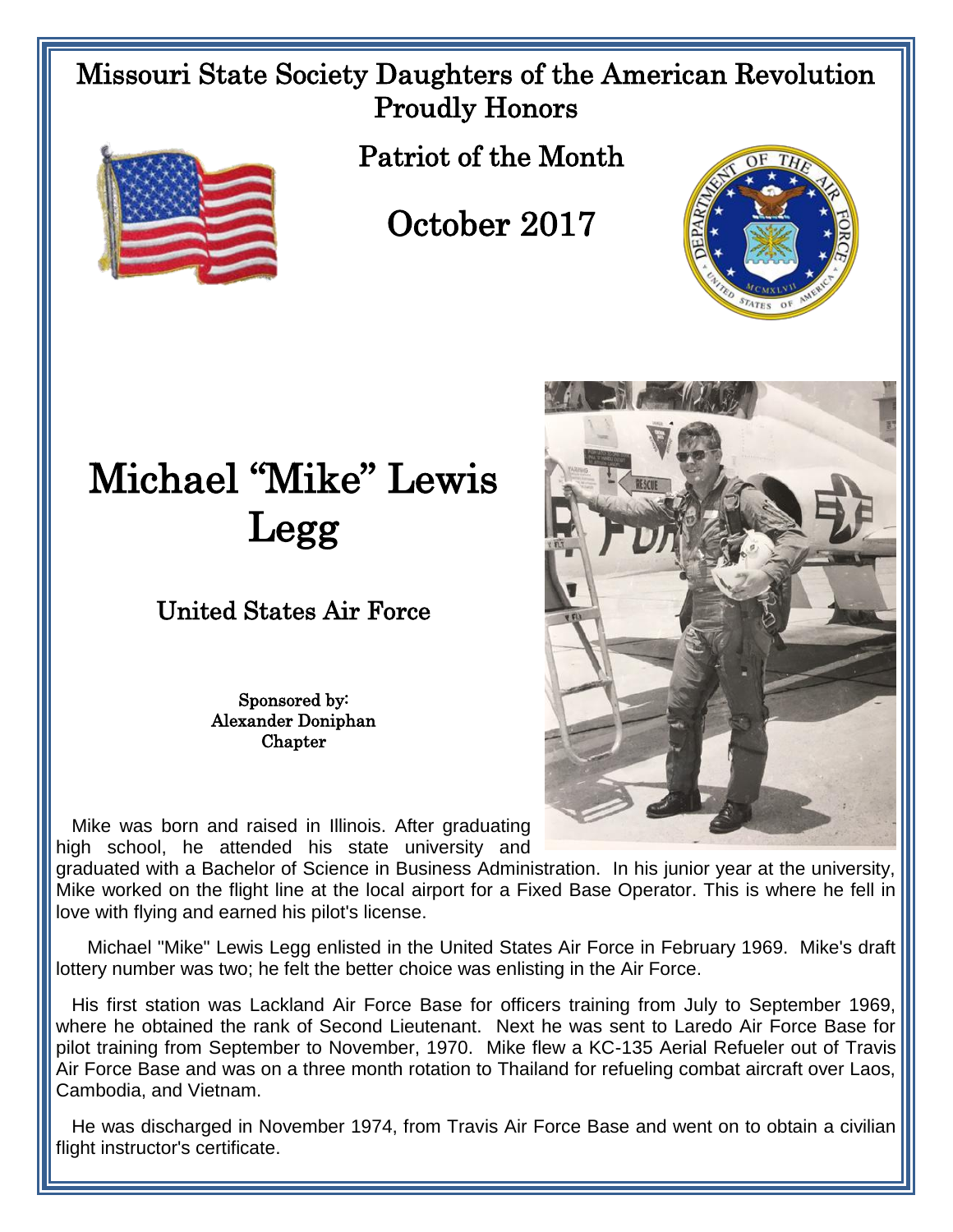# Missouri State Society Daughters of the American Revolution Proudly Honors

## Patriot of the Month

## October 2017

# Michael "Mike" Lewis Legg

## United States Air Force

Sponsored by:
Alexander Doniphan
Chapter

Mike was born and raised in Illinois. After graduating high school, he attended his state university and graduated with a Bachelor of Science in Business Administration. In his junior year at the university, Mike worked on the flight line at the local airport for a Fixed Base Operator. This is where he fell in love with flying and earned his pilot's license.

Michael "Mike" Lewis Legg enlisted in the United States Air Force in February 1969. Mike's draft lottery number was two; he felt the better choice was enlisting in the Air Force.

His first station was Lackland Air Force Base for officers training from July to September 1969, where he obtained the rank of Second Lieutenant. Next he was sent to Laredo Air Force Base for pilot training from September to November, 1970. Mike flew a KC-135 Aerial Refueler out of Travis Air Force Base and was on a three month rotation to Thailand for refueling combat aircraft over Laos, Cambodia, and Vietnam.

He was discharged in November 1974, from Travis Air Force Base and went on to obtain a civilian flight instructor's certificate.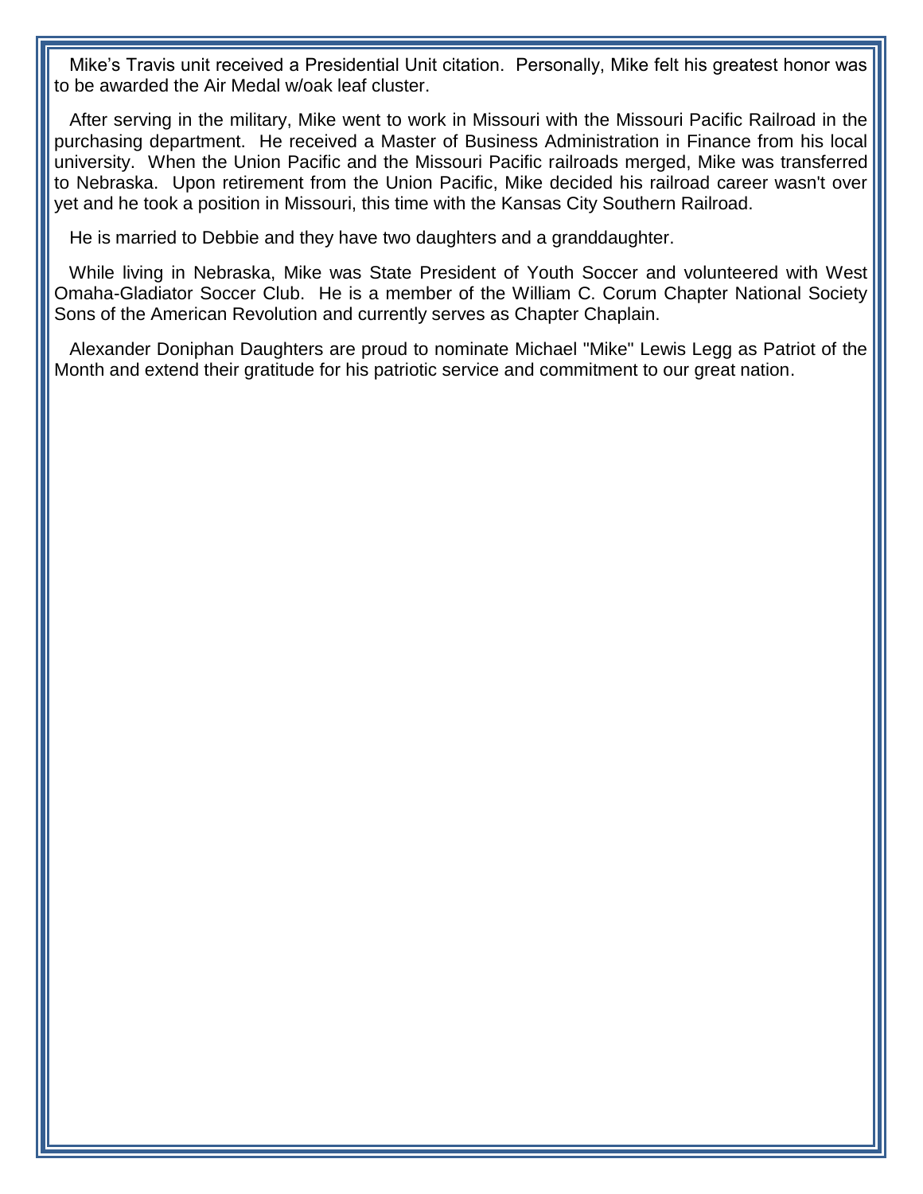Mike's Travis unit received a Presidential Unit citation. Personally, Mike felt his greatest honor was to be awarded the Air Medal w/oak leaf cluster.

After serving in the military, Mike went to work in Missouri with the Missouri Pacific Railroad in the purchasing department. He received a Master of Business Administration in Finance from his local university. When the Union Pacific and the Missouri Pacific railroads merged, Mike was transferred to Nebraska. Upon retirement from the Union Pacific, Mike decided his railroad career wasn't over yet and he took a position in Missouri, this time with the Kansas City Southern Railroad.

He is married to Debbie and they have two daughters and a granddaughter.

While living in Nebraska, Mike was State President of Youth Soccer and volunteered with West Omaha-Gladiator Soccer Club. He is a member of the William C. Corum Chapter National Society Sons of the American Revolution and currently serves as Chapter Chaplain.

Alexander Doniphan Daughters are proud to nominate Michael "Mike" Lewis Legg as Patriot of the Month and extend their gratitude for his patriotic service and commitment to our great nation.